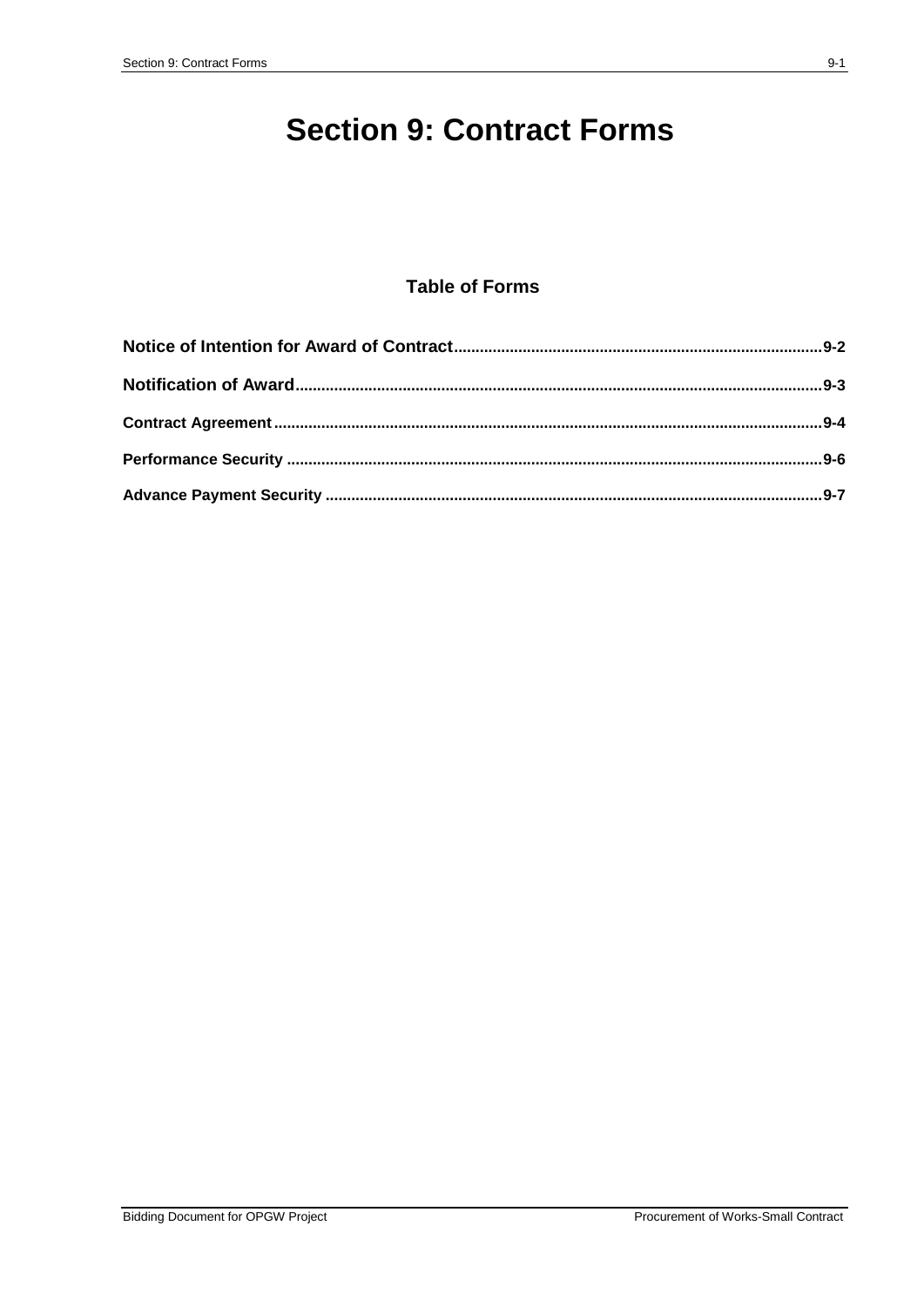# Section 9: Contract Forms

## Table of Forms

**Notice of Intention for Award of Contract**.....................................................................................**9-2**

**Notification of Award**.........................................................................................................................**9-3**

**Contract Agreement**..............................................................................................................................**9-4**

**Performance Security**...........................................................................................................................**9-6**

**Advance Payment Security**..................................................................................................................**9-7**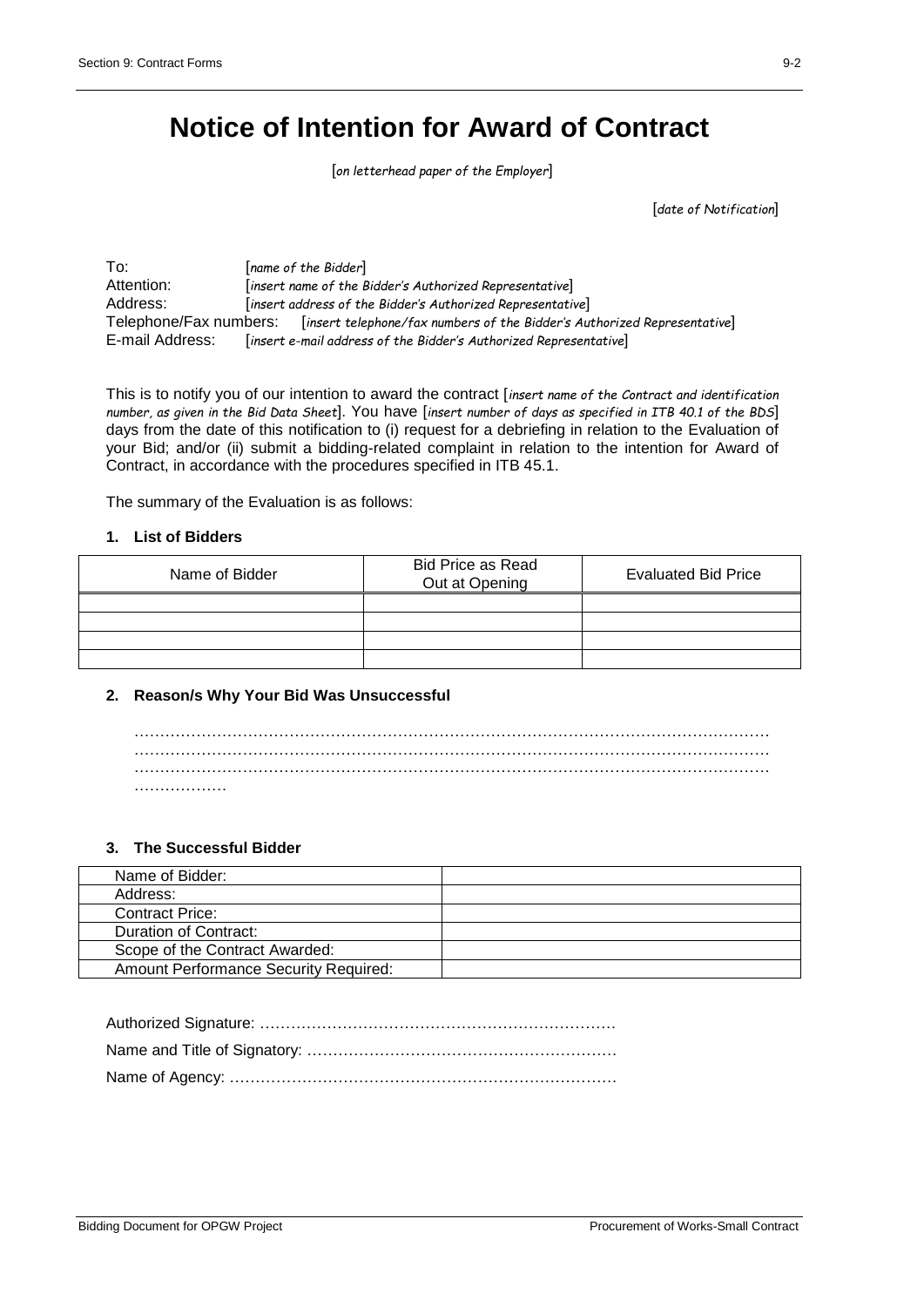# Notice of Intention for Award of Contract

[*on letterhead paper of the Employer*]

[*date of Notification*]

To: [*name of the Bidder*]
Attention: [*insert name of the Bidder's Authorized Representative*]
Address: [*insert address of the Bidder's Authorized Representative*]
Telephone/Fax numbers: [*insert telephone/fax numbers of the Bidder's Authorized Representative*]
E-mail Address: [*insert e-mail address of the Bidder's Authorized Representative*]

This is to notify you of our intention to award the contract [*insert name of the Contract and identification number, as given in the Bid Data Sheet*]. You have [*insert number of days as specified in ITB 40.1 of the BDS*] days from the date of this notification to (i) request for a debriefing in relation to the Evaluation of your Bid; and/or (ii) submit a bidding-related complaint in relation to the intention for Award of Contract, in accordance with the procedures specified in ITB 45.1.

The summary of the Evaluation is as follows:

**1. List of Bidders**

| Name of Bidder | Bid Price as Read Out at Opening | Evaluated Bid Price |
|---|---|---|
| | | |
| | | |
| | | |
| | | |

**2. Reason/s Why Your Bid Was Unsuccessful**

…………………………………………………………………………………………………………
…………………………………………………………………………………………………………
…………………………………………………………………………………………………………
………………

**3. The Successful Bidder**

| Name of Bidder: | |
|---|---|
| Address: | |
| Contract Price: | |
| Duration of Contract: | |
| Scope of the Contract Awarded: | |
| Amount Performance Security Required: | |

Authorized Signature: ……………………………………………………………

Name and Title of Signatory: ……………………………………………………

Name of Agency: …………………………………………………………………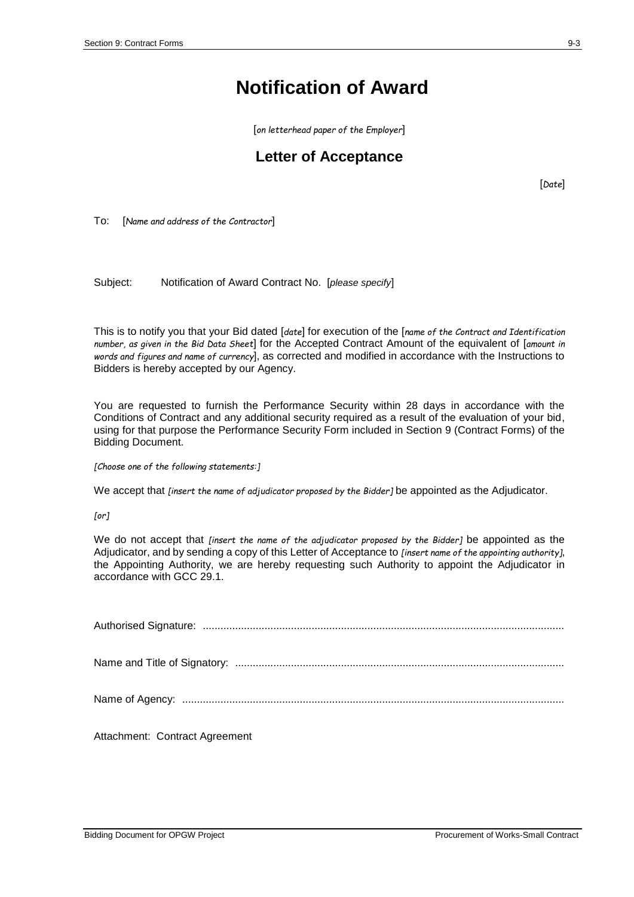# Notification of Award

[*on letterhead paper of the Employer*]

## Letter of Acceptance

[*Date*]

To: [*Name and address of the Contractor*]

Subject: Notification of Award Contract No. [*please specify*]

This is to notify you that your Bid dated [*date*] for execution of the [*name of the Contract and Identification number, as given in the Bid Data Sheet*] for the Accepted Contract Amount of the equivalent of [*amount in words and figures and name of currency*], as corrected and modified in accordance with the Instructions to Bidders is hereby accepted by our Agency.

You are requested to furnish the Performance Security within 28 days in accordance with the Conditions of Contract and any additional security required as a result of the evaluation of your bid, using for that purpose the Performance Security Form included in Section 9 (Contract Forms) of the Bidding Document.

*[Choose one of the following statements:]*

We accept that *[insert the name of adjudicator proposed by the Bidder]* be appointed as the Adjudicator.

*[or]*

We do not accept that *[insert the name of the adjudicator proposed by the Bidder]* be appointed as the Adjudicator, and by sending a copy of this Letter of Acceptance to *[insert name of the appointing authority]*, the Appointing Authority, we are hereby requesting such Authority to appoint the Adjudicator in accordance with GCC 29.1.

Authorised Signature: ..........................................................................................................................

Name and Title of Signatory: ...............................................................................................................

Name of Agency: .................................................................................................................................

Attachment: Contract Agreement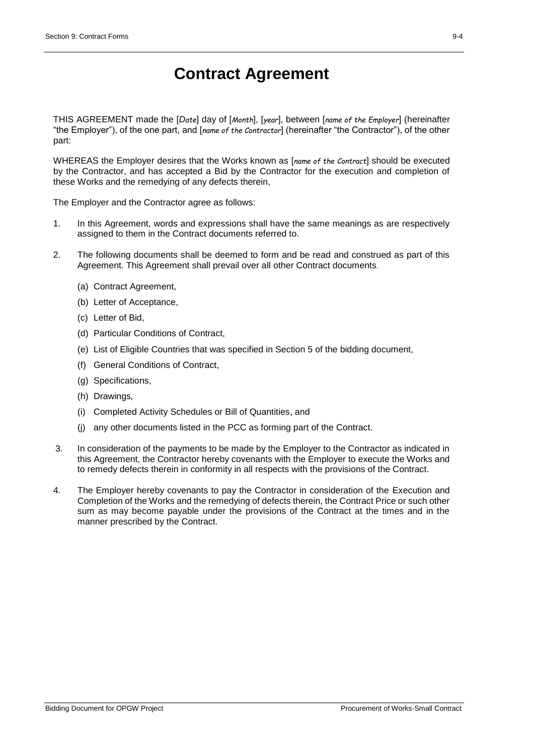# Contract Agreement

THIS AGREEMENT made the [*Date*] day of [*Month*], [*year*], between [*name of the Employer*] (hereinafter "the Employer"), of the one part, and [*name of the Contractor*] (hereinafter "the Contractor"), of the other part:

WHEREAS the Employer desires that the Works known as [*name of the Contract*] should be executed by the Contractor, and has accepted a Bid by the Contractor for the execution and completion of these Works and the remedying of any defects therein,

The Employer and the Contractor agree as follows:

1. In this Agreement, words and expressions shall have the same meanings as are respectively assigned to them in the Contract documents referred to.

2. The following documents shall be deemed to form and be read and construed as part of this Agreement. This Agreement shall prevail over all other Contract documents.

   (a) Contract Agreement,

   (b) Letter of Acceptance,

   (c) Letter of Bid,

   (d) Particular Conditions of Contract,

   (e) List of Eligible Countries that was specified in Section 5 of the bidding document,

   (f) General Conditions of Contract,

   (g) Specifications,

   (h) Drawings,

   (i) Completed Activity Schedules or Bill of Quantities, and

   (j) any other documents listed in the PCC as forming part of the Contract.

3. In consideration of the payments to be made by the Employer to the Contractor as indicated in this Agreement, the Contractor hereby covenants with the Employer to execute the Works and to remedy defects therein in conformity in all respects with the provisions of the Contract.

4. The Employer hereby covenants to pay the Contractor in consideration of the Execution and Completion of the Works and the remedying of defects therein, the Contract Price or such other sum as may become payable under the provisions of the Contract at the times and in the manner prescribed by the Contract.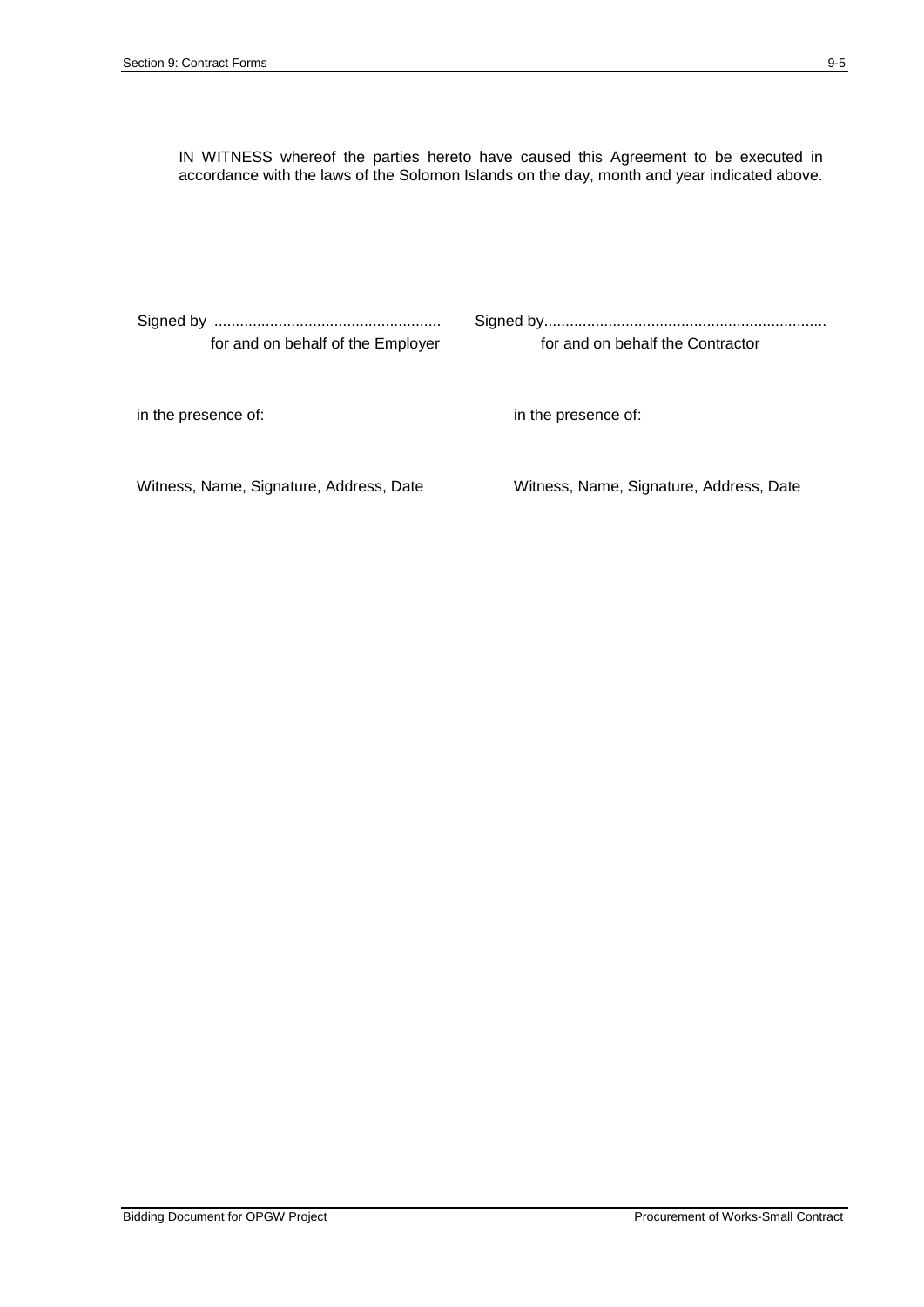IN WITNESS whereof the parties hereto have caused this Agreement to be executed in accordance with the laws of the Solomon Islands on the day, month and year indicated above.

| | |
|---|---|
| Signed by ..................................................... | Signed by.................................................................. |
| for and on behalf of the Employer | for and on behalf the Contractor |
| in the presence of: | in the presence of: |
| Witness, Name, Signature, Address, Date | Witness, Name, Signature, Address, Date |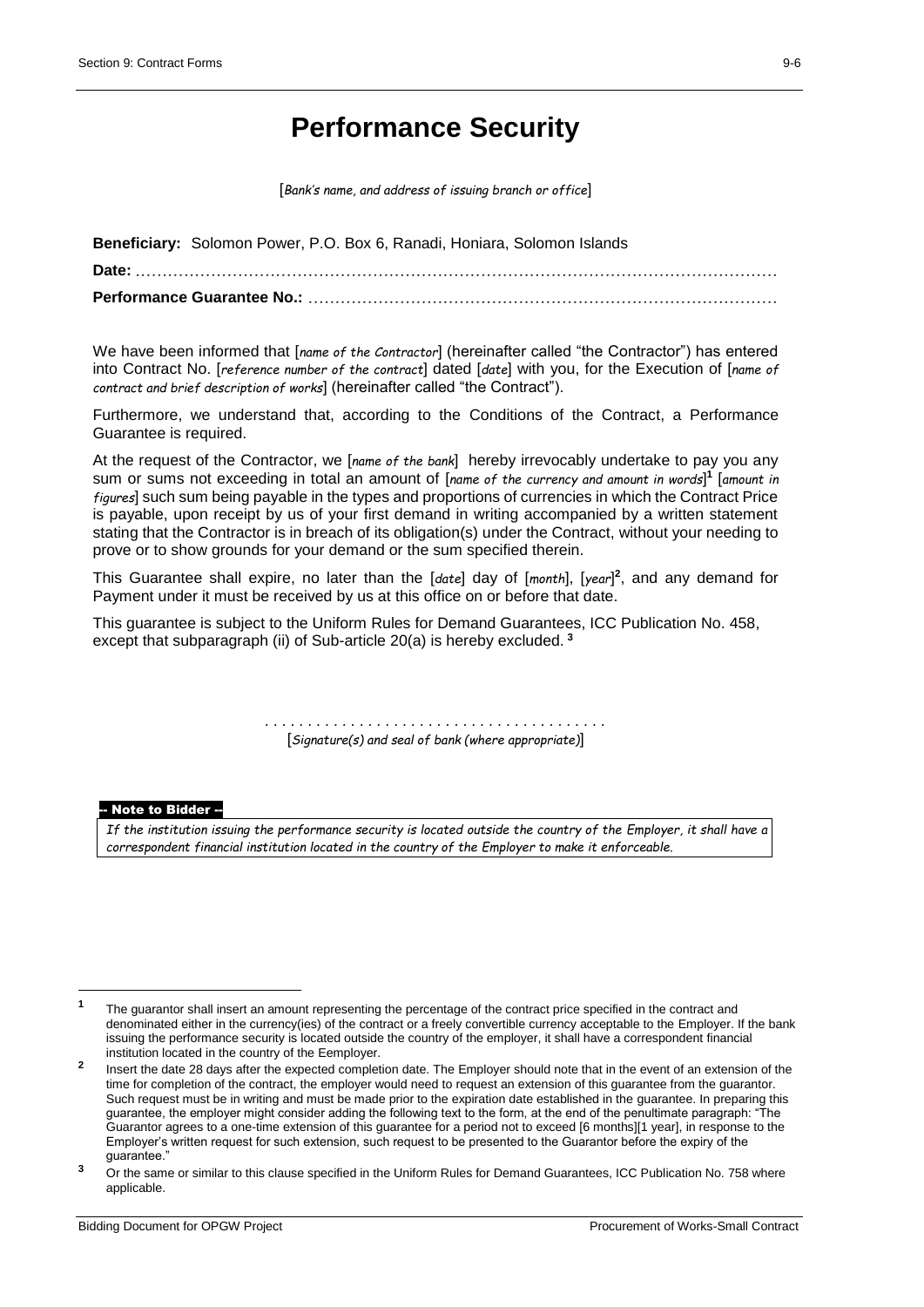# Performance Security

[*Bank's name, and address of issuing branch or office*]

**Beneficiary:** Solomon Power, P.O. Box 6, Ranadi, Honiara, Solomon Islands

**Date:** ……………………………………………………………………………………………………………

**Performance Guarantee No.:** …………………………………………………………………………………

We have been informed that [*name of the Contractor*] (hereinafter called "the Contractor") has entered into Contract No. [*reference number of the contract*] dated [*date*] with you, for the Execution of [*name of contract and brief description of works*] (hereinafter called "the Contract").

Furthermore, we understand that, according to the Conditions of the Contract, a Performance Guarantee is required.

At the request of the Contractor, we [*name of the bank*] hereby irrevocably undertake to pay you any sum or sums not exceeding in total an amount of [*name of the currency and amount in words*][1] [*amount in figures*] such sum being payable in the types and proportions of currencies in which the Contract Price is payable, upon receipt by us of your first demand in writing accompanied by a written statement stating that the Contractor is in breach of its obligation(s) under the Contract, without your needing to prove or to show grounds for your demand or the sum specified therein.

This Guarantee shall expire, no later than the [*date*] day of [*month*], [*year*][2], and any demand for Payment under it must be received by us at this office on or before that date.

This guarantee is subject to the Uniform Rules for Demand Guarantees, ICC Publication No. 458, except that subparagraph (ii) of Sub-article 20(a) is hereby excluded. [3]

. . . . . . . . . . . . . . . . . . . . . . . . . . . . . . . . . . . . . . . .

[*Signature(s) and seal of bank (where appropriate)*]

**-- Note to Bidder --**

*If the institution issuing the performance security is located outside the country of the Employer, it shall have a correspondent financial institution located in the country of the Employer to make it enforceable.*

---

[1] The guarantor shall insert an amount representing the percentage of the contract price specified in the contract and denominated either in the currency(ies) of the contract or a freely convertible currency acceptable to the Employer. If the bank issuing the performance security is located outside the country of the employer, it shall have a correspondent financial institution located in the country of the Eemployer.

[2] Insert the date 28 days after the expected completion date. The Employer should note that in the event of an extension of the time for completion of the contract, the employer would need to request an extension of this guarantee from the guarantor. Such request must be in writing and must be made prior to the expiration date established in the guarantee. In preparing this guarantee, the employer might consider adding the following text to the form, at the end of the penultimate paragraph: "The Guarantor agrees to a one-time extension of this guarantee for a period not to exceed [6 months][1 year], in response to the Employer's written request for such extension, such request to be presented to the Guarantor before the expiry of the guarantee."

[3] Or the same or similar to this clause specified in the Uniform Rules for Demand Guarantees, ICC Publication No. 758 where applicable.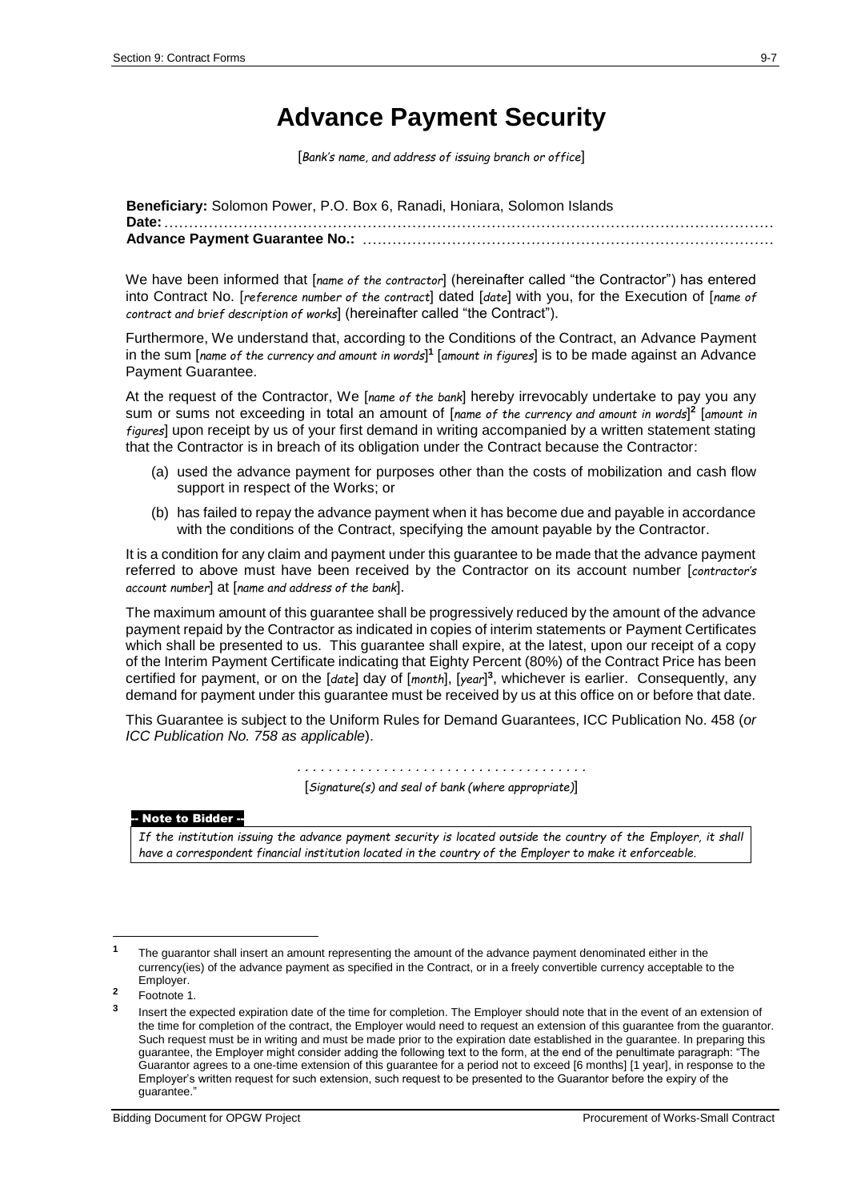# Advance Payment Security

[*Bank's name, and address of issuing branch or office*]

**Beneficiary:** Solomon Power, P.O. Box 6, Ranadi, Honiara, Solomon Islands
**Date:** ……………………………………………………………………………………………………
**Advance Payment Guarantee No.:** …………………………………………………………………………

We have been informed that [*name of the contractor*] (hereinafter called "the Contractor") has entered into Contract No. [*reference number of the contract*] dated [*date*] with you, for the Execution of [*name of contract and brief description of works*] (hereinafter called "the Contract").

Furthermore, We understand that, according to the Conditions of the Contract, an Advance Payment in the sum [*name of the currency and amount in words*][1] [*amount in figures*] is to be made against an Advance Payment Guarantee.

At the request of the Contractor, We [*name of the bank*] hereby irrevocably undertake to pay you any sum or sums not exceeding in total an amount of [*name of the currency and amount in words*][2] [*amount in figures*] upon receipt by us of your first demand in writing accompanied by a written statement stating that the Contractor is in breach of its obligation under the Contract because the Contractor:

(a) used the advance payment for purposes other than the costs of mobilization and cash flow support in respect of the Works; or

(b) has failed to repay the advance payment when it has become due and payable in accordance with the conditions of the Contract, specifying the amount payable by the Contractor.

It is a condition for any claim and payment under this guarantee to be made that the advance payment referred to above must have been received by the Contractor on its account number [*contractor's account number*] at [*name and address of the bank*].

The maximum amount of this guarantee shall be progressively reduced by the amount of the advance payment repaid by the Contractor as indicated in copies of interim statements or Payment Certificates which shall be presented to us. This guarantee shall expire, at the latest, upon our receipt of a copy of the Interim Payment Certificate indicating that Eighty Percent (80%) of the Contract Price has been certified for payment, or on the [*date*] day of [*month*], [*year*][3], whichever is earlier. Consequently, any demand for payment under this guarantee must be received by us at this office on or before that date.

This Guarantee is subject to the Uniform Rules for Demand Guarantees, ICC Publication No. 458 (*or ICC Publication No. 758 as applicable*).

. . . . . . . . . . . . . . . . . . . . . . . . . . . . . . . . . . . . .

[*Signature(s) and seal of bank (where appropriate)*]

**-- Note to Bidder --**

*If the institution issuing the advance payment security is located outside the country of the Employer, it shall have a correspondent financial institution located in the country of the Employer to make it enforceable.*

---

[1] The guarantor shall insert an amount representing the amount of the advance payment denominated either in the currency(ies) of the advance payment as specified in the Contract, or in a freely convertible currency acceptable to the Employer.

[2] Footnote 1.

[3] Insert the expected expiration date of the time for completion. The Employer should note that in the event of an extension of the time for completion of the contract, the Employer would need to request an extension of this guarantee from the guarantor. Such request must be in writing and must be made prior to the expiration date established in the guarantee. In preparing this guarantee, the Employer might consider adding the following text to the form, at the end of the penultimate paragraph: "The Guarantor agrees to a one-time extension of this guarantee for a period not to exceed [6 months] [1 year], in response to the Employer's written request for such extension, such request to be presented to the Guarantor before the expiry of the guarantee."